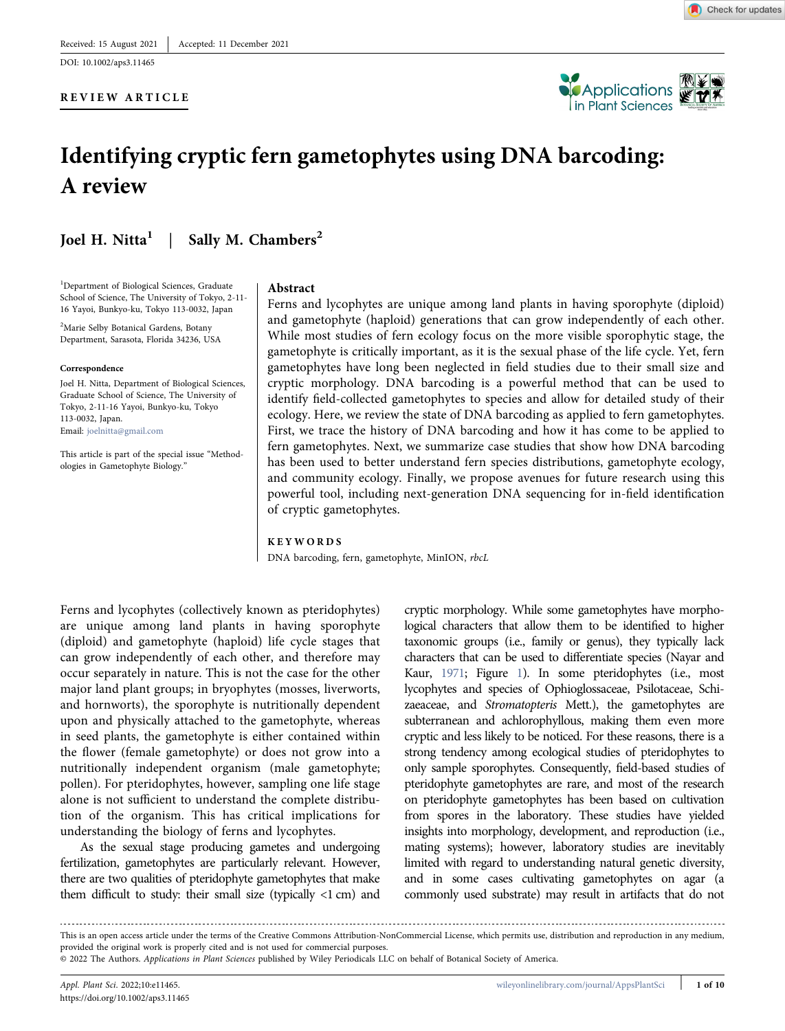Received: 15 August 2021 | Accepted: 11 December 2021

DOI: 10.1002/aps3.11465

**REVIEW ARTICLE**

# Identifying cryptic fern gametophytes using DNA barcoding: A review

**Joel H. Nitta**[1] | **Sally M. Chambers**[2]

[1]Department of Biological Sciences, Graduate School of Science, The University of Tokyo, 2-11-16 Yayoi, Bunkyo-ku, Tokyo 113-0032, Japan

[2]Marie Selby Botanical Gardens, Botany Department, Sarasota, Florida 34236, USA

**Correspondence**

Joel H. Nitta, Department of Biological Sciences, Graduate School of Science, The University of Tokyo, 2-11-16 Yayoi, Bunkyo-ku, Tokyo 113-0032, Japan.
Email: joelnitta@gmail.com

This article is part of the special issue "Methodologies in Gametophyte Biology."

## Abstract

Ferns and lycophytes are unique among land plants in having sporophyte (diploid) and gametophyte (haploid) generations that can grow independently of each other. While most studies of fern ecology focus on the more visible sporophytic stage, the gametophyte is critically important, as it is the sexual phase of the life cycle. Yet, fern gametophytes have long been neglected in field studies due to their small size and cryptic morphology. DNA barcoding is a powerful method that can be used to identify field-collected gametophytes to species and allow for detailed study of their ecology. Here, we review the state of DNA barcoding as applied to fern gametophytes. First, we trace the history of DNA barcoding and how it has come to be applied to fern gametophytes. Next, we summarize case studies that show how DNA barcoding has been used to better understand fern species distributions, gametophyte ecology, and community ecology. Finally, we propose avenues for future research using this powerful tool, including next-generation DNA sequencing for in-field identification of cryptic gametophytes.

**KEYWORDS**

DNA barcoding, fern, gametophyte, MinION, *rbcL*

Ferns and lycophytes (collectively known as pteridophytes) are unique among land plants in having sporophyte (diploid) and gametophyte (haploid) life cycle stages that can grow independently of each other, and therefore may occur separately in nature. This is not the case for the other major land plant groups; in bryophytes (mosses, liverworts, and hornworts), the sporophyte is nutritionally dependent upon and physically attached to the gametophyte, whereas in seed plants, the gametophyte is either contained within the flower (female gametophyte) or does not grow into a nutritionally independent organism (male gametophyte; pollen). For pteridophytes, however, sampling one life stage alone is not sufficient to understand the complete distribution of the organism. This has critical implications for understanding the biology of ferns and lycophytes.

As the sexual stage producing gametes and undergoing fertilization, gametophytes are particularly relevant. However, there are two qualities of pteridophyte gametophytes that make them difficult to study: their small size (typically <1 cm) and cryptic morphology. While some gametophytes have morphological characters that allow them to be identified to higher taxonomic groups (i.e., family or genus), they typically lack characters that can be used to differentiate species (Nayar and Kaur, 1971; Figure 1). In some pteridophytes (i.e., most lycophytes and species of Ophioglossaceae, Psilotaceae, Schizaeaceae, and *Stromatopteris* Mett.), the gametophytes are subterranean and achlorophyllous, making them even more cryptic and less likely to be noticed. For these reasons, there is a strong tendency among ecological studies of pteridophytes to only sample sporophytes. Consequently, field-based studies of pteridophyte gametophytes are rare, and most of the research on pteridophyte gametophytes has been based on cultivation from spores in the laboratory. These studies have yielded insights into morphology, development, and reproduction (i.e., mating systems); however, laboratory studies are inevitably limited with regard to understanding natural genetic diversity, and in some cases cultivating gametophytes on agar (a commonly used substrate) may result in artifacts that do not

This is an open access article under the terms of the Creative Commons Attribution-NonCommercial License, which permits use, distribution and reproduction in any medium, provided the original work is properly cited and is not used for commercial purposes.
© 2022 The Authors. *Applications in Plant Sciences* published by Wiley Periodicals LLC on behalf of Botanical Society of America.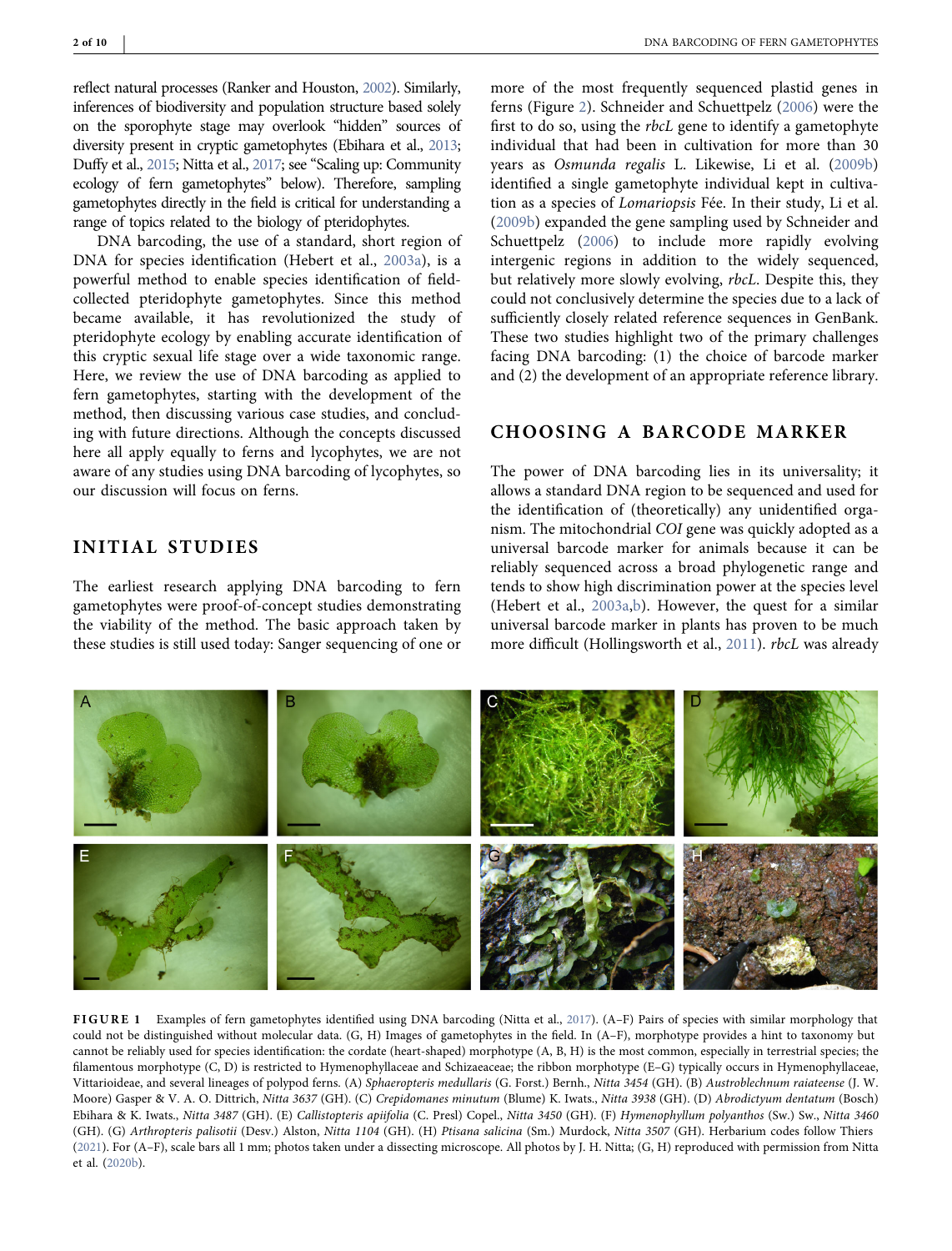reflect natural processes (Ranker and Houston, 2002). Similarly, inferences of biodiversity and population structure based solely on the sporophyte stage may overlook "hidden" sources of diversity present in cryptic gametophytes (Ebihara et al., 2013; Duffy et al., 2015; Nitta et al., 2017; see "Scaling up: Community ecology of fern gametophytes" below). Therefore, sampling gametophytes directly in the field is critical for understanding a range of topics related to the biology of pteridophytes.

DNA barcoding, the use of a standard, short region of DNA for species identification (Hebert et al., 2003a), is a powerful method to enable species identification of field-collected pteridophyte gametophytes. Since this method became available, it has revolutionized the study of pteridophyte ecology by enabling accurate identification of this cryptic sexual life stage over a wide taxonomic range. Here, we review the use of DNA barcoding as applied to fern gametophytes, starting with the development of the method, then discussing various case studies, and concluding with future directions. Although the concepts discussed here all apply equally to ferns and lycophytes, we are not aware of any studies using DNA barcoding of lycophytes, so our discussion will focus on ferns.

## INITIAL STUDIES

The earliest research applying DNA barcoding to fern gametophytes were proof-of-concept studies demonstrating the viability of the method. The basic approach taken by these studies is still used today: Sanger sequencing of one or more of the most frequently sequenced plastid genes in ferns (Figure 2). Schneider and Schuettpelz (2006) were the first to do so, using the *rbcL* gene to identify a gametophyte individual that had been in cultivation for more than 30 years as *Osmunda regalis* L. Likewise, Li et al. (2009b) identified a single gametophyte individual kept in cultivation as a species of *Lomariopsis* Fée. In their study, Li et al. (2009b) expanded the gene sampling used by Schneider and Schuettpelz (2006) to include more rapidly evolving intergenic regions in addition to the widely sequenced, but relatively more slowly evolving, *rbcL*. Despite this, they could not conclusively determine the species due to a lack of sufficiently closely related reference sequences in GenBank. These two studies highlight two of the primary challenges facing DNA barcoding: (1) the choice of barcode marker and (2) the development of an appropriate reference library.

## CHOOSING A BARCODE MARKER

The power of DNA barcoding lies in its universality; it allows a standard DNA region to be sequenced and used for the identification of (theoretically) any unidentified organism. The mitochondrial *COI* gene was quickly adopted as a universal barcode marker for animals because it can be reliably sequenced across a broad phylogenetic range and tends to show high discrimination power at the species level (Hebert et al., 2003a,b). However, the quest for a similar universal barcode marker in plants has proven to be much more difficult (Hollingsworth et al., 2011). *rbcL* was already

**FIGURE 1** Examples of fern gametophytes identified using DNA barcoding (Nitta et al., 2017). (A–F) Pairs of species with similar morphology that could not be distinguished without molecular data. (G, H) Images of gametophytes in the field. In (A–F), morphotype provides a hint to taxonomy but cannot be reliably used for species identification: the cordate (heart-shaped) morphotype (A, B, H) is the most common, especially in terrestrial species; the filamentous morphotype (C, D) is restricted to Hymenophyllaceae and Schizaeaceae; the ribbon morphotype (E–G) typically occurs in Hymenophyllaceae, Vittarioideae, and several lineages of polypod ferns. (A) *Sphaeropteris medullaris* (G. Forst.) Bernh., *Nitta 3454* (GH). (B) *Austroblechnum raiateense* (J. W. Moore) Gasper & V. A. O. Dittrich, *Nitta 3637* (GH). (C) *Crepidomanes minutum* (Blume) K. Iwats., *Nitta 3938* (GH). (D) *Abrodictyum dentatum* (Bosch) Ebihara & K. Iwats., *Nitta 3487* (GH). (E) *Callistopteris apiifolia* (C. Presl) Copel., *Nitta 3450* (GH). (F) *Hymenophyllum polyanthos* (Sw.) Sw., *Nitta 3460* (GH). (G) *Arthropteris palisotii* (Desv.) Alston, *Nitta 1104* (GH). (H) *Ptisana salicina* (Sm.) Murdock, *Nitta 3507* (GH). Herbarium codes follow Thiers (2021). For (A–F), scale bars all 1 mm; photos taken under a dissecting microscope. All photos by J. H. Nitta; (G, H) reproduced with permission from Nitta et al. (2020b).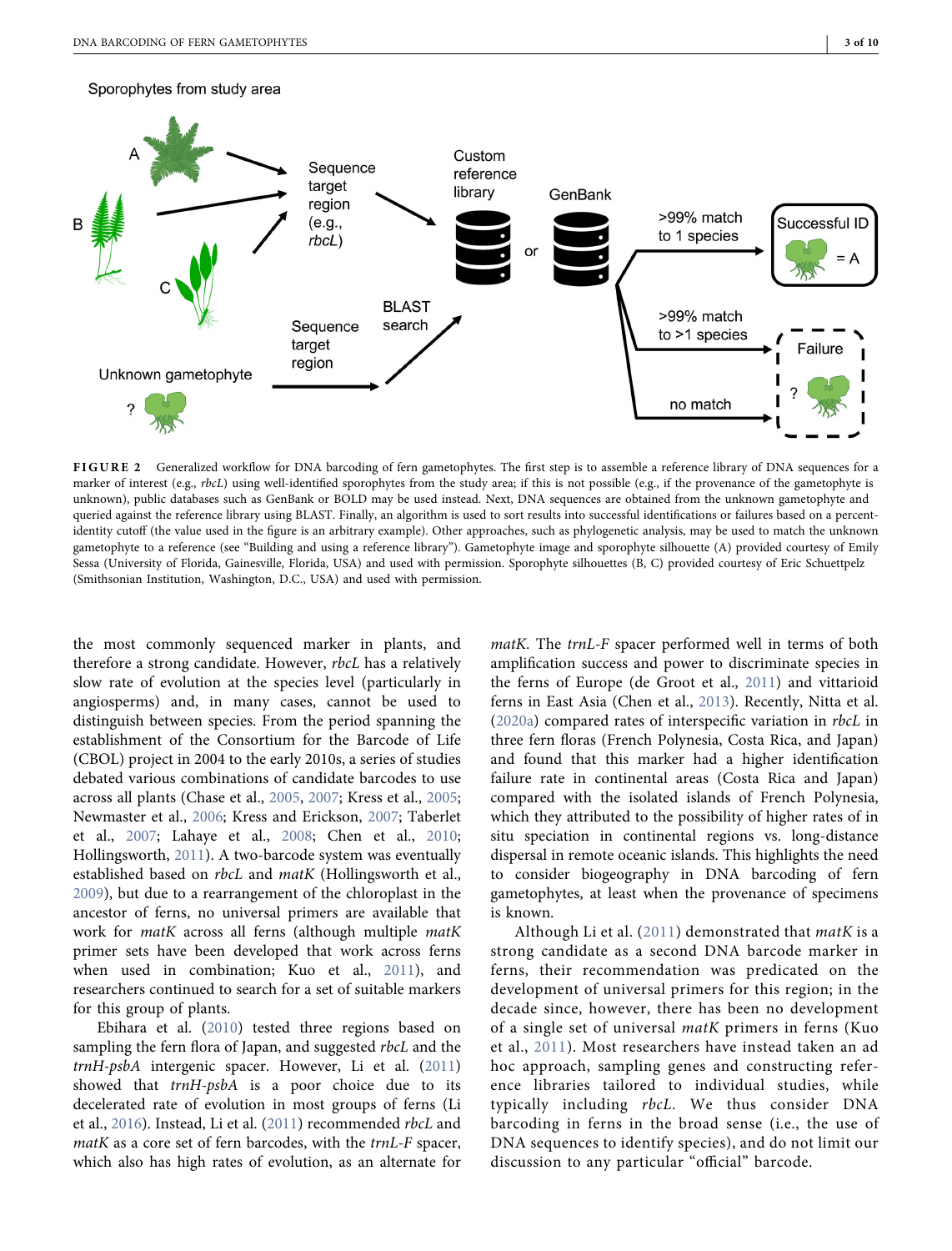**FIGURE 2** Generalized workflow for DNA barcoding of fern gametophytes. The first step is to assemble a reference library of DNA sequences for a marker of interest (e.g., *rbcL*) using well-identified sporophytes from the study area; if this is not possible (e.g., if the provenance of the gametophyte is unknown), public databases such as GenBank or BOLD may be used instead. Next, DNA sequences are obtained from the unknown gametophyte and queried against the reference library using BLAST. Finally, an algorithm is used to sort results into successful identifications or failures based on a percent-identity cutoff (the value used in the figure is an arbitrary example). Other approaches, such as phylogenetic analysis, may be used to match the unknown gametophyte to a reference (see "Building and using a reference library"). Gametophyte image and sporophyte silhouette (A) provided courtesy of Emily Sessa (University of Florida, Gainesville, Florida, USA) and used with permission. Sporophyte silhouettes (B, C) provided courtesy of Eric Schuettpelz (Smithsonian Institution, Washington, D.C., USA) and used with permission.

the most commonly sequenced marker in plants, and therefore a strong candidate. However, *rbcL* has a relatively slow rate of evolution at the species level (particularly in angiosperms) and, in many cases, cannot be used to distinguish between species. From the period spanning the establishment of the Consortium for the Barcode of Life (CBOL) project in 2004 to the early 2010s, a series of studies debated various combinations of candidate barcodes to use across all plants (Chase et al., 2005, 2007; Kress et al., 2005; Newmaster et al., 2006; Kress and Erickson, 2007; Taberlet et al., 2007; Lahaye et al., 2008; Chen et al., 2010; Hollingsworth, 2011). A two-barcode system was eventually established based on *rbcL* and *matK* (Hollingsworth et al., 2009), but due to a rearrangement of the chloroplast in the ancestor of ferns, no universal primers are available that work for *matK* across all ferns (although multiple *matK* primer sets have been developed that work across ferns when used in combination; Kuo et al., 2011), and researchers continued to search for a set of suitable markers for this group of plants.

Ebihara et al. (2010) tested three regions based on sampling the fern flora of Japan, and suggested *rbcL* and the *trnH-psbA* intergenic spacer. However, Li et al. (2011) showed that *trnH-psbA* is a poor choice due to its decelerated rate of evolution in most groups of ferns (Li et al., 2016). Instead, Li et al. (2011) recommended *rbcL* and *matK* as a core set of fern barcodes, with the *trnL-F* spacer, which also has high rates of evolution, as an alternate for *matK*. The *trnL-F* spacer performed well in terms of both amplification success and power to discriminate species in the ferns of Europe (de Groot et al., 2011) and vittarioid ferns in East Asia (Chen et al., 2013). Recently, Nitta et al. (2020a) compared rates of interspecific variation in *rbcL* in three fern floras (French Polynesia, Costa Rica, and Japan) and found that this marker had a higher identification failure rate in continental areas (Costa Rica and Japan) compared with the isolated islands of French Polynesia, which they attributed to the possibility of higher rates of in situ speciation in continental regions vs. long-distance dispersal in remote oceanic islands. This highlights the need to consider biogeography in DNA barcoding of fern gametophytes, at least when the provenance of specimens is known.

Although Li et al. (2011) demonstrated that *matK* is a strong candidate as a second DNA barcode marker in ferns, their recommendation was predicated on the development of universal primers for this region; in the decade since, however, there has been no development of a single set of universal *matK* primers in ferns (Kuo et al., 2011). Most researchers have instead taken an ad hoc approach, sampling genes and constructing reference libraries tailored to individual studies, while typically including *rbcL*. We thus consider DNA barcoding in ferns in the broad sense (i.e., the use of DNA sequences to identify species), and do not limit our discussion to any particular "official" barcode.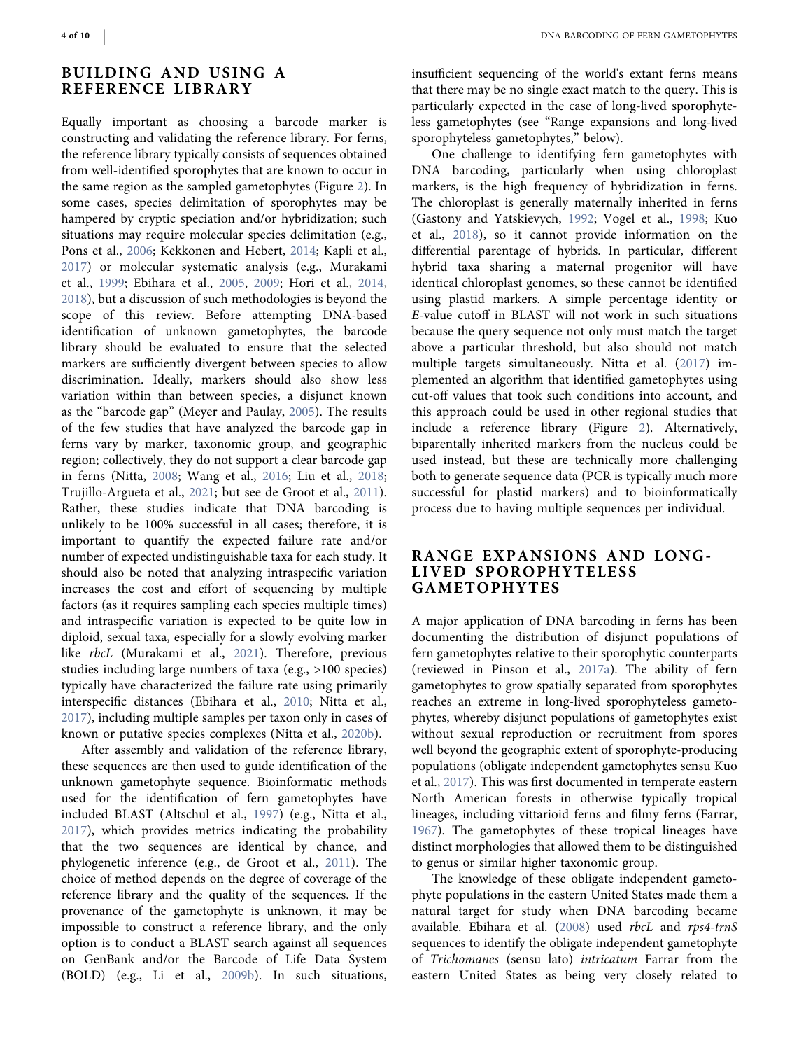## BUILDING AND USING A REFERENCE LIBRARY

Equally important as choosing a barcode marker is constructing and validating the reference library. For ferns, the reference library typically consists of sequences obtained from well-identified sporophytes that are known to occur in the same region as the sampled gametophytes (Figure 2). In some cases, species delimitation of sporophytes may be hampered by cryptic speciation and/or hybridization; such situations may require molecular species delimitation (e.g., Pons et al., 2006; Kekkonen and Hebert, 2014; Kapli et al., 2017) or molecular systematic analysis (e.g., Murakami et al., 1999; Ebihara et al., 2005, 2009; Hori et al., 2014, 2018), but a discussion of such methodologies is beyond the scope of this review. Before attempting DNA-based identification of unknown gametophytes, the barcode library should be evaluated to ensure that the selected markers are sufficiently divergent between species to allow discrimination. Ideally, markers should also show less variation within than between species, a disjunct known as the "barcode gap" (Meyer and Paulay, 2005). The results of the few studies that have analyzed the barcode gap in ferns vary by marker, taxonomic group, and geographic region; collectively, they do not support a clear barcode gap in ferns (Nitta, 2008; Wang et al., 2016; Liu et al., 2018; Trujillo-Argueta et al., 2021; but see de Groot et al., 2011). Rather, these studies indicate that DNA barcoding is unlikely to be 100% successful in all cases; therefore, it is important to quantify the expected failure rate and/or number of expected undistinguishable taxa for each study. It should also be noted that analyzing intraspecific variation increases the cost and effort of sequencing by multiple factors (as it requires sampling each species multiple times) and intraspecific variation is expected to be quite low in diploid, sexual taxa, especially for a slowly evolving marker like *rbcL* (Murakami et al., 2021). Therefore, previous studies including large numbers of taxa (e.g., >100 species) typically have characterized the failure rate using primarily interspecific distances (Ebihara et al., 2010; Nitta et al., 2017), including multiple samples per taxon only in cases of known or putative species complexes (Nitta et al., 2020b).

After assembly and validation of the reference library, these sequences are then used to guide identification of the unknown gametophyte sequence. Bioinformatic methods used for the identification of fern gametophytes have included BLAST (Altschul et al., 1997) (e.g., Nitta et al., 2017), which provides metrics indicating the probability that the two sequences are identical by chance, and phylogenetic inference (e.g., de Groot et al., 2011). The choice of method depends on the degree of coverage of the reference library and the quality of the sequences. If the provenance of the gametophyte is unknown, it may be impossible to construct a reference library, and the only option is to conduct a BLAST search against all sequences on GenBank and/or the Barcode of Life Data System (BOLD) (e.g., Li et al., 2009b). In such situations, insufficient sequencing of the world's extant ferns means that there may be no single exact match to the query. This is particularly expected in the case of long-lived sporophyteless gametophytes (see "Range expansions and long-lived sporophyteless gametophytes," below).

One challenge to identifying fern gametophytes with DNA barcoding, particularly when using chloroplast markers, is the high frequency of hybridization in ferns. The chloroplast is generally maternally inherited in ferns (Gastony and Yatskievych, 1992; Vogel et al., 1998; Kuo et al., 2018), so it cannot provide information on the differential parentage of hybrids. In particular, different hybrid taxa sharing a maternal progenitor will have identical chloroplast genomes, so these cannot be identified using plastid markers. A simple percentage identity or *E*-value cutoff in BLAST will not work in such situations because the query sequence not only must match the target above a particular threshold, but also should not match multiple targets simultaneously. Nitta et al. (2017) implemented an algorithm that identified gametophytes using cut-off values that took such conditions into account, and this approach could be used in other regional studies that include a reference library (Figure 2). Alternatively, biparentally inherited markers from the nucleus could be used instead, but these are technically more challenging both to generate sequence data (PCR is typically much more successful for plastid markers) and to bioinformatically process due to having multiple sequences per individual.

## RANGE EXPANSIONS AND LONG-LIVED SPOROPHYTELESS GAMETOPHYTES

A major application of DNA barcoding in ferns has been documenting the distribution of disjunct populations of fern gametophytes relative to their sporophytic counterparts (reviewed in Pinson et al., 2017a). The ability of fern gametophytes to grow spatially separated from sporophytes reaches an extreme in long-lived sporophyteless gametophytes, whereby disjunct populations of gametophytes exist without sexual reproduction or recruitment from spores well beyond the geographic extent of sporophyte-producing populations (obligate independent gametophytes sensu Kuo et al., 2017). This was first documented in temperate eastern North American forests in otherwise typically tropical lineages, including vittarioid ferns and filmy ferns (Farrar, 1967). The gametophytes of these tropical lineages have distinct morphologies that allowed them to be distinguished to genus or similar higher taxonomic group.

The knowledge of these obligate independent gametophyte populations in the eastern United States made them a natural target for study when DNA barcoding became available. Ebihara et al. (2008) used *rbcL* and *rps4-trnS* sequences to identify the obligate independent gametophyte of *Trichomanes* (sensu lato) *intricatum* Farrar from the eastern United States as being very closely related to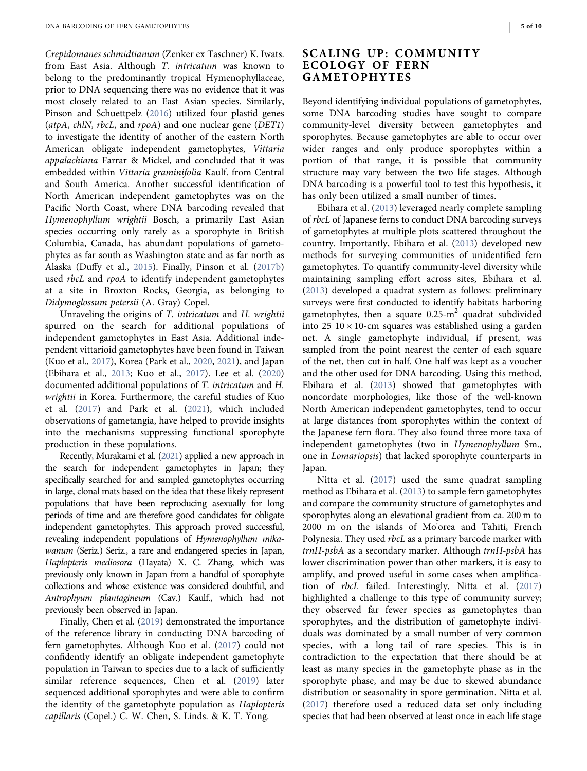*Crepidomanes schmidtianum* (Zenker ex Taschner) K. Iwats. from East Asia. Although *T. intricatum* was known to belong to the predominantly tropical Hymenophyllaceae, prior to DNA sequencing there was no evidence that it was most closely related to an East Asian species. Similarly, Pinson and Schuettpelz (2016) utilized four plastid genes (*atpA*, *chlN*, *rbcL*, and *rpoA*) and one nuclear gene (*DET1*) to investigate the identity of another of the eastern North American obligate independent gametophytes, *Vittaria appalachiana* Farrar & Mickel, and concluded that it was embedded within *Vittaria graminifolia* Kaulf. from Central and South America. Another successful identification of North American independent gametophytes was on the Pacific North Coast, where DNA barcoding revealed that *Hymenophyllum wrightii* Bosch, a primarily East Asian species occurring only rarely as a sporophyte in British Columbia, Canada, has abundant populations of gametophytes as far south as Washington state and as far north as Alaska (Duffy et al., 2015). Finally, Pinson et al. (2017b) used *rbcL* and *rpoA* to identify independent gametophytes at a site in Broxton Rocks, Georgia, as belonging to *Didymoglossum petersii* (A. Gray) Copel.

Unraveling the origins of *T. intricatum* and *H. wrightii* spurred on the search for additional populations of independent gametophytes in East Asia. Additional independent vittarioid gametophytes have been found in Taiwan (Kuo et al., 2017), Korea (Park et al., 2020, 2021), and Japan (Ebihara et al., 2013; Kuo et al., 2017). Lee et al. (2020) documented additional populations of *T. intricatum* and *H. wrightii* in Korea. Furthermore, the careful studies of Kuo et al. (2017) and Park et al. (2021), which included observations of gametangia, have helped to provide insights into the mechanisms suppressing functional sporophyte production in these populations.

Recently, Murakami et al. (2021) applied a new approach in the search for independent gametophytes in Japan; they specifically searched for and sampled gametophytes occurring in large, clonal mats based on the idea that these likely represent populations that have been reproducing asexually for long periods of time and are therefore good candidates for obligate independent gametophytes. This approach proved successful, revealing independent populations of *Hymenophyllum mikawanum* (Seriz.) Seriz., a rare and endangered species in Japan, *Haplopteris mediosora* (Hayata) X. C. Zhang, which was previously only known in Japan from a handful of sporophyte collections and whose existence was considered doubtful, and *Antrophyum plantagineum* (Cav.) Kaulf., which had not previously been observed in Japan.

Finally, Chen et al. (2019) demonstrated the importance of the reference library in conducting DNA barcoding of fern gametophytes. Although Kuo et al. (2017) could not confidently identify an obligate independent gametophyte population in Taiwan to species due to a lack of sufficiently similar reference sequences, Chen et al. (2019) later sequenced additional sporophytes and were able to confirm the identity of the gametophyte population as *Haplopteris capillaris* (Copel.) C. W. Chen, S. Linds. & K. T. Yong.

## SCALING UP: COMMUNITY ECOLOGY OF FERN GAMETOPHYTES

Beyond identifying individual populations of gametophytes, some DNA barcoding studies have sought to compare community-level diversity between gametophytes and sporophytes. Because gametophytes are able to occur over wider ranges and only produce sporophytes within a portion of that range, it is possible that community structure may vary between the two life stages. Although DNA barcoding is a powerful tool to test this hypothesis, it has only been utilized a small number of times.

Ebihara et al. (2013) leveraged nearly complete sampling of *rbcL* of Japanese ferns to conduct DNA barcoding surveys of gametophytes at multiple plots scattered throughout the country. Importantly, Ebihara et al. (2013) developed new methods for surveying communities of unidentified fern gametophytes. To quantify community-level diversity while maintaining sampling effort across sites, Ebihara et al. (2013) developed a quadrat system as follows: preliminary surveys were first conducted to identify habitats harboring gametophytes, then a square 0.25-m$^2$ quadrat subdivided into 25 $10 \times 10$-cm squares was established using a garden net. A single gametophyte individual, if present, was sampled from the point nearest the center of each square of the net, then cut in half. One half was kept as a voucher and the other used for DNA barcoding. Using this method, Ebihara et al. (2013) showed that gametophytes with noncordate morphologies, like those of the well-known North American independent gametophytes, tend to occur at large distances from sporophytes within the context of the Japanese fern flora. They also found three more taxa of independent gametophytes (two in *Hymenophyllum* Sm., one in *Lomariopsis*) that lacked sporophyte counterparts in Japan.

Nitta et al. (2017) used the same quadrat sampling method as Ebihara et al. (2013) to sample fern gametophytes and compare the community structure of gametophytes and sporophytes along an elevational gradient from ca. 200 m to 2000 m on the islands of Mo'orea and Tahiti, French Polynesia. They used *rbcL* as a primary barcode marker with *trnH-psbA* as a secondary marker. Although *trnH-psbA* has lower discrimination power than other markers, it is easy to amplify, and proved useful in some cases when amplification of *rbcL* failed. Interestingly, Nitta et al. (2017) highlighted a challenge to this type of community survey; they observed far fewer species as gametophytes than sporophytes, and the distribution of gametophyte individuals was dominated by a small number of very common species, with a long tail of rare species. This is in contradiction to the expectation that there should be at least as many species in the gametophyte phase as in the sporophyte phase, and may be due to skewed abundance distribution or seasonality in spore germination. Nitta et al. (2017) therefore used a reduced data set only including species that had been observed at least once in each life stage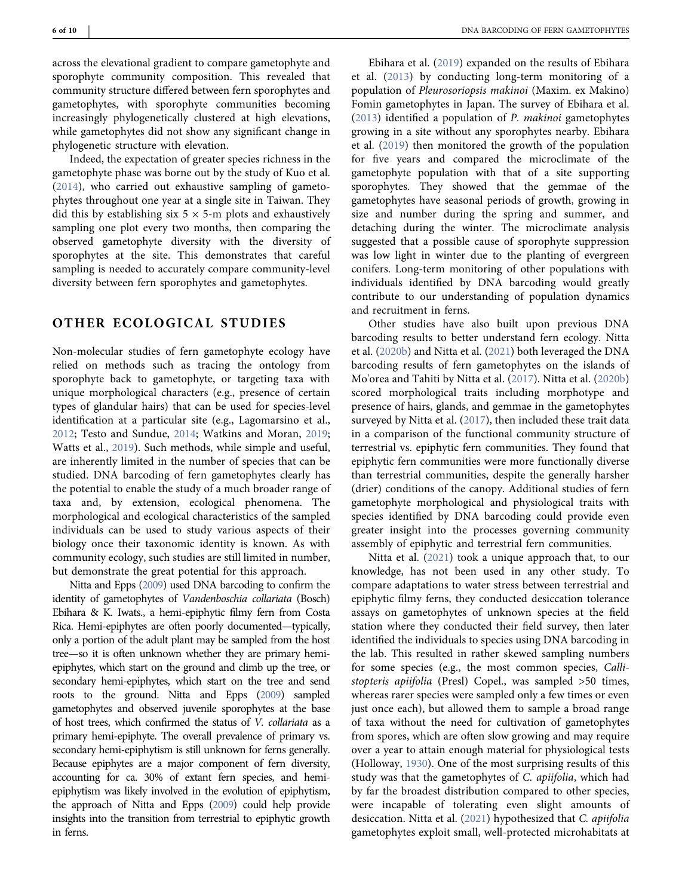across the elevational gradient to compare gametophyte and sporophyte community composition. This revealed that community structure differed between fern sporophytes and gametophytes, with sporophyte communities becoming increasingly phylogenetically clustered at high elevations, while gametophytes did not show any significant change in phylogenetic structure with elevation.

Indeed, the expectation of greater species richness in the gametophyte phase was borne out by the study of Kuo et al. (2014), who carried out exhaustive sampling of gametophytes throughout one year at a single site in Taiwan. They did this by establishing six 5 × 5-m plots and exhaustively sampling one plot every two months, then comparing the observed gametophyte diversity with the diversity of sporophytes at the site. This demonstrates that careful sampling is needed to accurately compare community-level diversity between fern sporophytes and gametophytes.

## OTHER ECOLOGICAL STUDIES

Non-molecular studies of fern gametophyte ecology have relied on methods such as tracing the ontology from sporophyte back to gametophyte, or targeting taxa with unique morphological characters (e.g., presence of certain types of glandular hairs) that can be used for species-level identification at a particular site (e.g., Lagomarsino et al., 2012; Testo and Sundue, 2014; Watkins and Moran, 2019; Watts et al., 2019). Such methods, while simple and useful, are inherently limited in the number of species that can be studied. DNA barcoding of fern gametophytes clearly has the potential to enable the study of a much broader range of taxa and, by extension, ecological phenomena. The morphological and ecological characteristics of the sampled individuals can be used to study various aspects of their biology once their taxonomic identity is known. As with community ecology, such studies are still limited in number, but demonstrate the great potential for this approach.

Nitta and Epps (2009) used DNA barcoding to confirm the identity of gametophytes of *Vandenboschia collariata* (Bosch) Ebihara & K. Iwats., a hemi-epiphytic filmy fern from Costa Rica. Hemi-epiphytes are often poorly documented—typically, only a portion of the adult plant may be sampled from the host tree—so it is often unknown whether they are primary hemi-epiphytes, which start on the ground and climb up the tree, or secondary hemi-epiphytes, which start on the tree and send roots to the ground. Nitta and Epps (2009) sampled gametophytes and observed juvenile sporophytes at the base of host trees, which confirmed the status of *V. collariata* as a primary hemi-epiphyte. The overall prevalence of primary vs. secondary hemi-epiphytism is still unknown for ferns generally. Because epiphytes are a major component of fern diversity, accounting for ca. 30% of extant fern species, and hemi-epiphytism was likely involved in the evolution of epiphytism, the approach of Nitta and Epps (2009) could help provide insights into the transition from terrestrial to epiphytic growth in ferns.

Ebihara et al. (2019) expanded on the results of Ebihara et al. (2013) by conducting long-term monitoring of a population of *Pleurosoriopsis makinoi* (Maxim. ex Makino) Fomin gametophytes in Japan. The survey of Ebihara et al. (2013) identified a population of *P. makinoi* gametophytes growing in a site without any sporophytes nearby. Ebihara et al. (2019) then monitored the growth of the population for five years and compared the microclimate of the gametophyte population with that of a site supporting sporophytes. They showed that the gemmae of the gametophytes have seasonal periods of growth, growing in size and number during the spring and summer, and detaching during the winter. The microclimate analysis suggested that a possible cause of sporophyte suppression was low light in winter due to the planting of evergreen conifers. Long-term monitoring of other populations with individuals identified by DNA barcoding would greatly contribute to our understanding of population dynamics and recruitment in ferns.

Other studies have also built upon previous DNA barcoding results to better understand fern ecology. Nitta et al. (2020b) and Nitta et al. (2021) both leveraged the DNA barcoding results of fern gametophytes on the islands of Mo'orea and Tahiti by Nitta et al. (2017). Nitta et al. (2020b) scored morphological traits including morphotype and presence of hairs, glands, and gemmae in the gametophytes surveyed by Nitta et al. (2017), then included these trait data in a comparison of the functional community structure of terrestrial vs. epiphytic fern communities. They found that epiphytic fern communities were more functionally diverse than terrestrial communities, despite the generally harsher (drier) conditions of the canopy. Additional studies of fern gametophyte morphological and physiological traits with species identified by DNA barcoding could provide even greater insight into the processes governing community assembly of epiphytic and terrestrial fern communities.

Nitta et al. (2021) took a unique approach that, to our knowledge, has not been used in any other study. To compare adaptations to water stress between terrestrial and epiphytic filmy ferns, they conducted desiccation tolerance assays on gametophytes of unknown species at the field station where they conducted their field survey, then later identified the individuals to species using DNA barcoding in the lab. This resulted in rather skewed sampling numbers for some species (e.g., the most common species, *Callistopteris apiifolia* (Presl) Copel., was sampled >50 times, whereas rarer species were sampled only a few times or even just once each), but allowed them to sample a broad range of taxa without the need for cultivation of gametophytes from spores, which are often slow growing and may require over a year to attain enough material for physiological tests (Holloway, 1930). One of the most surprising results of this study was that the gametophytes of *C. apiifolia*, which had by far the broadest distribution compared to other species, were incapable of tolerating even slight amounts of desiccation. Nitta et al. (2021) hypothesized that *C. apiifolia* gametophytes exploit small, well-protected microhabitats at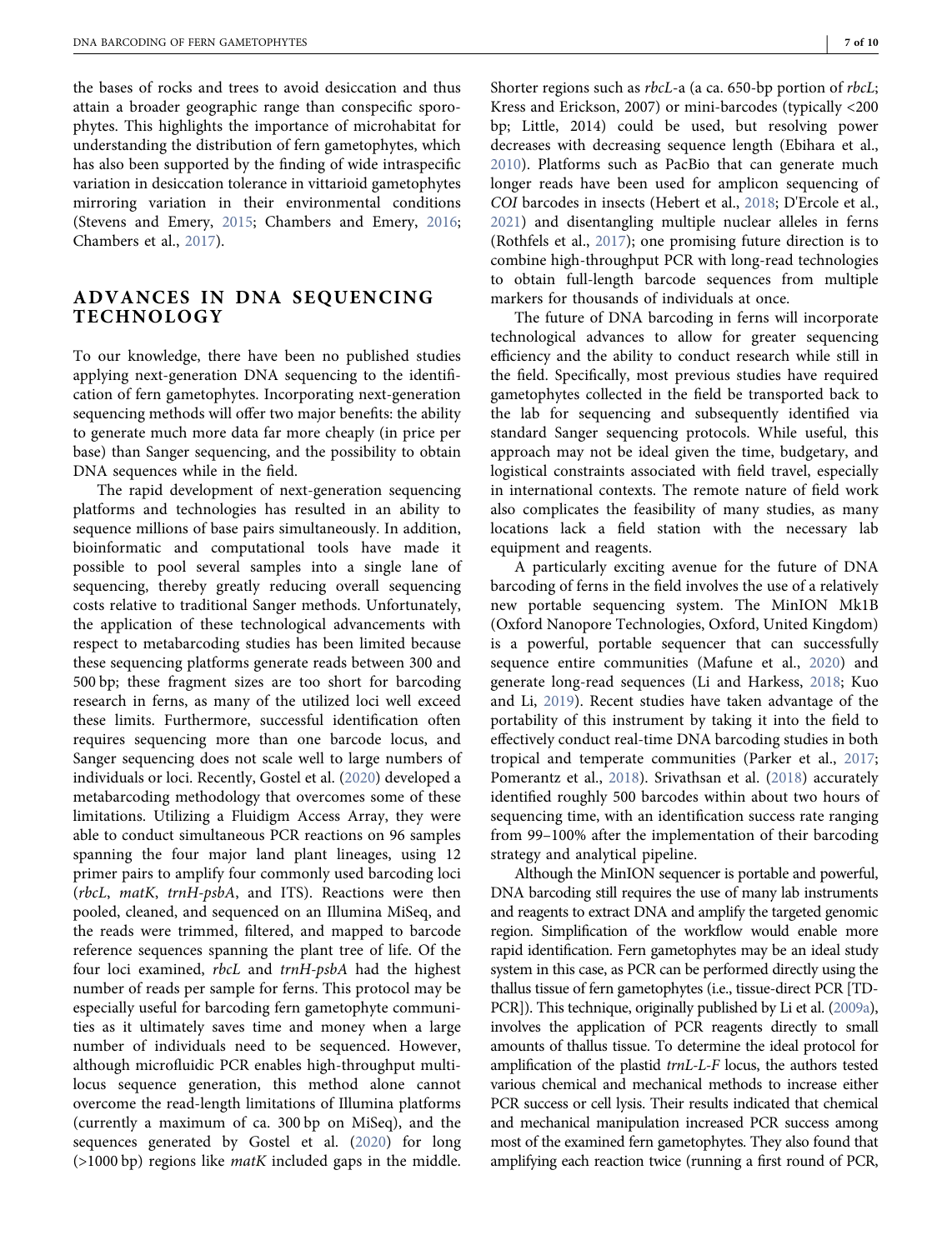the bases of rocks and trees to avoid desiccation and thus attain a broader geographic range than conspecific sporophytes. This highlights the importance of microhabitat for understanding the distribution of fern gametophytes, which has also been supported by the finding of wide intraspecific variation in desiccation tolerance in vittarioid gametophytes mirroring variation in their environmental conditions (Stevens and Emery, 2015; Chambers and Emery, 2016; Chambers et al., 2017).

## ADVANCES IN DNA SEQUENCING TECHNOLOGY

To our knowledge, there have been no published studies applying next-generation DNA sequencing to the identification of fern gametophytes. Incorporating next-generation sequencing methods will offer two major benefits: the ability to generate much more data far more cheaply (in price per base) than Sanger sequencing, and the possibility to obtain DNA sequences while in the field.

The rapid development of next-generation sequencing platforms and technologies has resulted in an ability to sequence millions of base pairs simultaneously. In addition, bioinformatic and computational tools have made it possible to pool several samples into a single lane of sequencing, thereby greatly reducing overall sequencing costs relative to traditional Sanger methods. Unfortunately, the application of these technological advancements with respect to metabarcoding studies has been limited because these sequencing platforms generate reads between 300 and 500 bp; these fragment sizes are too short for barcoding research in ferns, as many of the utilized loci well exceed these limits. Furthermore, successful identification often requires sequencing more than one barcode locus, and Sanger sequencing does not scale well to large numbers of individuals or loci. Recently, Gostel et al. (2020) developed a metabarcoding methodology that overcomes some of these limitations. Utilizing a Fluidigm Access Array, they were able to conduct simultaneous PCR reactions on 96 samples spanning the four major land plant lineages, using 12 primer pairs to amplify four commonly used barcoding loci (*rbcL*, *matK*, *trnH-psbA*, and ITS). Reactions were then pooled, cleaned, and sequenced on an Illumina MiSeq, and the reads were trimmed, filtered, and mapped to barcode reference sequences spanning the plant tree of life. Of the four loci examined, *rbcL* and *trnH-psbA* had the highest number of reads per sample for ferns. This protocol may be especially useful for barcoding fern gametophyte communities as it ultimately saves time and money when a large number of individuals need to be sequenced. However, although microfluidic PCR enables high-throughput multi-locus sequence generation, this method alone cannot overcome the read-length limitations of Illumina platforms (currently a maximum of ca. 300 bp on MiSeq), and the sequences generated by Gostel et al. (2020) for long (>1000 bp) regions like *matK* included gaps in the middle. Shorter regions such as *rbcL*-a (a ca. 650-bp portion of *rbcL*; Kress and Erickson, 2007) or mini-barcodes (typically <200 bp; Little, 2014) could be used, but resolving power decreases with decreasing sequence length (Ebihara et al., 2010). Platforms such as PacBio that can generate much longer reads have been used for amplicon sequencing of *COI* barcodes in insects (Hebert et al., 2018; D'Ercole et al., 2021) and disentangling multiple nuclear alleles in ferns (Rothfels et al., 2017); one promising future direction is to combine high-throughput PCR with long-read technologies to obtain full-length barcode sequences from multiple markers for thousands of individuals at once.

The future of DNA barcoding in ferns will incorporate technological advances to allow for greater sequencing efficiency and the ability to conduct research while still in the field. Specifically, most previous studies have required gametophytes collected in the field be transported back to the lab for sequencing and subsequently identified via standard Sanger sequencing protocols. While useful, this approach may not be ideal given the time, budgetary, and logistical constraints associated with field travel, especially in international contexts. The remote nature of field work also complicates the feasibility of many studies, as many locations lack a field station with the necessary lab equipment and reagents.

A particularly exciting avenue for the future of DNA barcoding of ferns in the field involves the use of a relatively new portable sequencing system. The MinION Mk1B (Oxford Nanopore Technologies, Oxford, United Kingdom) is a powerful, portable sequencer that can successfully sequence entire communities (Mafune et al., 2020) and generate long-read sequences (Li and Harkess, 2018; Kuo and Li, 2019). Recent studies have taken advantage of the portability of this instrument by taking it into the field to effectively conduct real-time DNA barcoding studies in both tropical and temperate communities (Parker et al., 2017; Pomerantz et al., 2018). Srivathsan et al. (2018) accurately identified roughly 500 barcodes within about two hours of sequencing time, with an identification success rate ranging from 99–100% after the implementation of their barcoding strategy and analytical pipeline.

Although the MinION sequencer is portable and powerful, DNA barcoding still requires the use of many lab instruments and reagents to extract DNA and amplify the targeted genomic region. Simplification of the workflow would enable more rapid identification. Fern gametophytes may be an ideal study system in this case, as PCR can be performed directly using the thallus tissue of fern gametophytes (i.e., tissue-direct PCR [TD-PCR]). This technique, originally published by Li et al. (2009a), involves the application of PCR reagents directly to small amounts of thallus tissue. To determine the ideal protocol for amplification of the plastid *trnL-L-F* locus, the authors tested various chemical and mechanical methods to increase either PCR success or cell lysis. Their results indicated that chemical and mechanical manipulation increased PCR success among most of the examined fern gametophytes. They also found that amplifying each reaction twice (running a first round of PCR,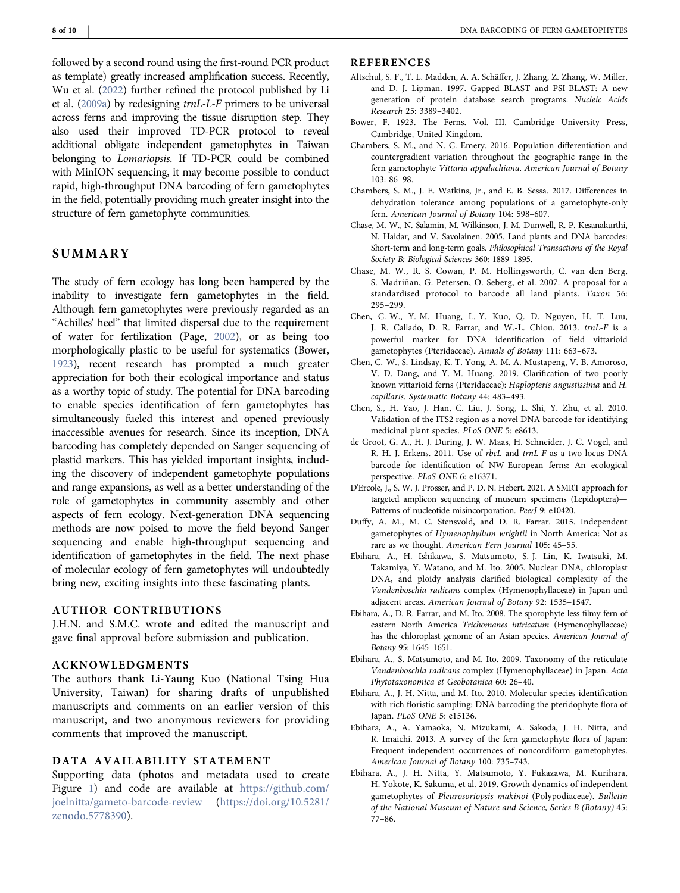followed by a second round using the first-round PCR product as template) greatly increased amplification success. Recently, Wu et al. (2022) further refined the protocol published by Li et al. (2009a) by redesigning *trnL-L-F* primers to be universal across ferns and improving the tissue disruption step. They also used their improved TD-PCR protocol to reveal additional obligate independent gametophytes in Taiwan belonging to *Lomariopsis*. If TD-PCR could be combined with MinION sequencing, it may become possible to conduct rapid, high-throughput DNA barcoding of fern gametophytes in the field, potentially providing much greater insight into the structure of fern gametophyte communities.

## SUMMARY

The study of fern ecology has long been hampered by the inability to investigate fern gametophytes in the field. Although fern gametophytes were previously regarded as an "Achilles' heel" that limited dispersal due to the requirement of water for fertilization (Page, 2002), or as being too morphologically plastic to be useful for systematics (Bower, 1923), recent research has prompted a much greater appreciation for both their ecological importance and status as a worthy topic of study. The potential for DNA barcoding to enable species identification of fern gametophytes has simultaneously fueled this interest and opened previously inaccessible avenues for research. Since its inception, DNA barcoding has completely depended on Sanger sequencing of plastid markers. This has yielded important insights, including the discovery of independent gametophyte populations and range expansions, as well as a better understanding of the role of gametophytes in community assembly and other aspects of fern ecology. Next-generation DNA sequencing methods are now poised to move the field beyond Sanger sequencing and enable high-throughput sequencing and identification of gametophytes in the field. The next phase of molecular ecology of fern gametophytes will undoubtedly bring new, exciting insights into these fascinating plants.

### AUTHOR CONTRIBUTIONS

J.H.N. and S.M.C. wrote and edited the manuscript and gave final approval before submission and publication.

### ACKNOWLEDGMENTS

The authors thank Li-Yaung Kuo (National Tsing Hua University, Taiwan) for sharing drafts of unpublished manuscripts and comments on an earlier version of this manuscript, and two anonymous reviewers for providing comments that improved the manuscript.

### DATA AVAILABILITY STATEMENT

Supporting data (photos and metadata used to create Figure 1) and code are available at https://github.com/joelnitta/gameto-barcode-review (https://doi.org/10.5281/zenodo.5778390).

## REFERENCES

Altschul, S. F., T. L. Madden, A. A. Schäffer, J. Zhang, Z. Zhang, W. Miller, and D. J. Lipman. 1997. Gapped BLAST and PSI-BLAST: A new generation of protein database search programs. *Nucleic Acids Research* 25: 3389–3402.

Bower, F. 1923. The Ferns. Vol. III. Cambridge University Press, Cambridge, United Kingdom.

Chambers, S. M., and N. C. Emery. 2016. Population differentiation and countergradient variation throughout the geographic range in the fern gametophyte *Vittaria appalachiana*. *American Journal of Botany* 103: 86–98.

Chambers, S. M., J. E. Watkins, Jr., and E. B. Sessa. 2017. Differences in dehydration tolerance among populations of a gametophyte-only fern. *American Journal of Botany* 104: 598–607.

Chase, M. W., N. Salamin, M. Wilkinson, J. M. Dunwell, R. P. Kesanakurthi, N. Haidar, and V. Savolainen. 2005. Land plants and DNA barcodes: Short-term and long-term goals. *Philosophical Transactions of the Royal Society B: Biological Sciences* 360: 1889–1895.

Chase, M. W., R. S. Cowan, P. M. Hollingsworth, C. van den Berg, S. Madriñan, G. Petersen, O. Seberg, et al. 2007. A proposal for a standardised protocol to barcode all land plants. *Taxon* 56: 295–299.

Chen, C.-W., Y.-M. Huang, L.-Y. Kuo, Q. D. Nguyen, H. T. Luu, J. R. Callado, D. R. Farrar, and W.-L. Chiou. 2013. *trnL-F* is a powerful marker for DNA identification of field vittarioid gametophytes (Pteridaceae). *Annals of Botany* 111: 663–673.

Chen, C.-W., S. Lindsay, K. T. Yong, A. M. A. Mustapeng, V. B. Amoroso, V. D. Dang, and Y.-M. Huang. 2019. Clarification of two poorly known vittarioid ferns (Pteridaceae): *Haplopteris angustissima* and *H. capillaris*. *Systematic Botany* 44: 483–493.

Chen, S., H. Yao, J. Han, C. Liu, J. Song, L. Shi, Y. Zhu, et al. 2010. Validation of the ITS2 region as a novel DNA barcode for identifying medicinal plant species. *PLoS ONE* 5: e8613.

de Groot, G. A., H. J. During, J. W. Maas, H. Schneider, J. C. Vogel, and R. H. J. Erkens. 2011. Use of *rbcL* and *trnL-F* as a two-locus DNA barcode for identification of NW-European ferns: An ecological perspective. *PLoS ONE* 6: e16371.

D'Ercole, J., S. W. J. Prosser, and P. D. N. Hebert. 2021. A SMRT approach for targeted amplicon sequencing of museum specimens (Lepidoptera)—Patterns of nucleotide misincorporation. *PeerJ* 9: e10420.

Duffy, A. M., M. C. Stensvold, and D. R. Farrar. 2015. Independent gametophytes of *Hymenophyllum wrightii* in North America: Not as rare as we thought. *American Fern Journal* 105: 45–55.

Ebihara, A., H. Ishikawa, S. Matsumoto, S.-J. Lin, K. Iwatsuki, M. Takamiya, Y. Watano, and M. Ito. 2005. Nuclear DNA, chloroplast DNA, and ploidy analysis clarified biological complexity of the *Vandenboschia radicans* complex (Hymenophyllaceae) in Japan and adjacent areas. *American Journal of Botany* 92: 1535–1547.

Ebihara, A., D. R. Farrar, and M. Ito. 2008. The sporophyte-less filmy fern of eastern North America *Trichomanes intricatum* (Hymenophyllaceae) has the chloroplast genome of an Asian species. *American Journal of Botany* 95: 1645–1651.

Ebihara, A., S. Matsumoto, and M. Ito. 2009. Taxonomy of the reticulate *Vandenboschia radicans* complex (Hymenophyllaceae) in Japan. *Acta Phytotaxonomica et Geobotanica* 60: 26–40.

Ebihara, A., J. H. Nitta, and M. Ito. 2010. Molecular species identification with rich floristic sampling: DNA barcoding the pteridophyte flora of Japan. *PLoS ONE* 5: e15136.

Ebihara, A., A. Yamaoka, N. Mizukami, A. Sakoda, J. H. Nitta, and R. Imaichi. 2013. A survey of the fern gametophyte flora of Japan: Frequent independent occurrences of noncordiform gametophytes. *American Journal of Botany* 100: 735–743.

Ebihara, A., J. H. Nitta, Y. Matsumoto, Y. Fukazawa, M. Kurihara, H. Yokote, K. Sakuma, et al. 2019. Growth dynamics of independent gametophytes of *Pleurosoriopsis makinoi* (Polypodiaceae). *Bulletin of the National Museum of Nature and Science, Series B (Botany)* 45: 77–86.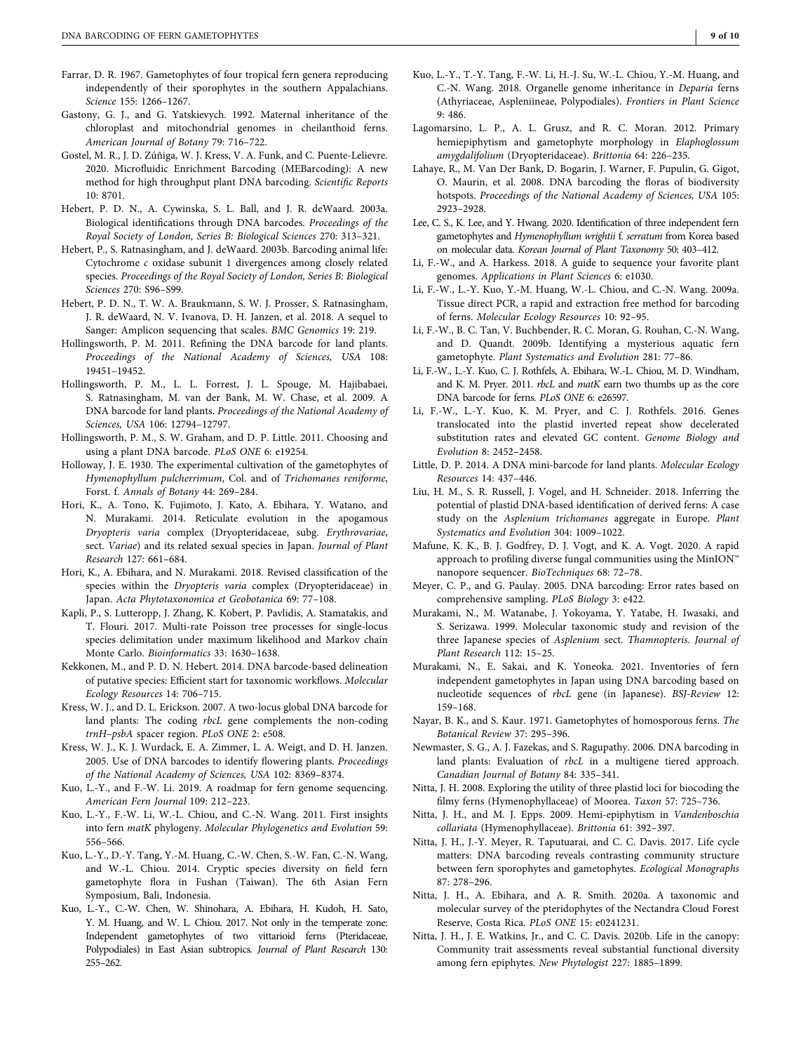Farrar, D. R. 1967. Gametophytes of four tropical fern genera reproducing independently of their sporophytes in the southern Appalachians. *Science* 155: 1266–1267.

Gastony, G. J., and G. Yatskievych. 1992. Maternal inheritance of the chloroplast and mitochondrial genomes in cheilanthoid ferns. *American Journal of Botany* 79: 716–722.

Gostel, M. R., J. D. Zúñiga, W. J. Kress, V. A. Funk, and C. Puente-Lelievre. 2020. Microfluidic Enrichment Barcoding (MEBarcoding): A new method for high throughput plant DNA barcoding. *Scientific Reports* 10: 8701.

Hebert, P. D. N., A. Cywinska, S. L. Ball, and J. R. deWaard. 2003a. Biological identifications through DNA barcodes. *Proceedings of the Royal Society of London, Series B: Biological Sciences* 270: 313–321.

Hebert, P., S. Ratnasingham, and J. deWaard. 2003b. Barcoding animal life: Cytochrome *c* oxidase subunit 1 divergences among closely related species. *Proceedings of the Royal Society of London, Series B: Biological Sciences* 270: S96–S99.

Hebert, P. D. N., T. W. A. Braukmann, S. W. J. Prosser, S. Ratnasingham, J. R. deWaard, N. V. Ivanova, D. H. Janzen, et al. 2018. A sequel to Sanger: Amplicon sequencing that scales. *BMC Genomics* 19: 219.

Hollingsworth, P. M. 2011. Refining the DNA barcode for land plants. *Proceedings of the National Academy of Sciences, USA* 108: 19451–19452.

Hollingsworth, P. M., L. L. Forrest, J. L. Spouge, M. Hajibabaei, S. Ratnasingham, M. van der Bank, M. W. Chase, et al. 2009. A DNA barcode for land plants. *Proceedings of the National Academy of Sciences, USA* 106: 12794–12797.

Hollingsworth, P. M., S. W. Graham, and D. P. Little. 2011. Choosing and using a plant DNA barcode. *PLoS ONE* 6: e19254.

Holloway, J. E. 1930. The experimental cultivation of the gametophytes of *Hymenophyllum pulcherrimum*, Col. and of *Trichomanes reniforme*, Forst. f. *Annals of Botany* 44: 269–284.

Hori, K., A. Tono, K. Fujimoto, J. Kato, A. Ebihara, Y. Watano, and N. Murakami. 2014. Reticulate evolution in the apogamous *Dryopteris varia* complex (Dryopteridaceae, subg. *Erythrovariae*, sect. *Variae*) and its related sexual species in Japan. *Journal of Plant Research* 127: 661–684.

Hori, K., A. Ebihara, and N. Murakami. 2018. Revised classification of the species within the *Dryopteris varia* complex (Dryopteridaceae) in Japan. *Acta Phytotaxonomica et Geobotanica* 69: 77–108.

Kapli, P., S. Lutteropp, J. Zhang, K. Kobert, P. Pavlidis, A. Stamatakis, and T. Flouri. 2017. Multi-rate Poisson tree processes for single-locus species delimitation under maximum likelihood and Markov chain Monte Carlo. *Bioinformatics* 33: 1630–1638.

Kekkonen, M., and P. D. N. Hebert. 2014. DNA barcode-based delineation of putative species: Efficient start for taxonomic workflows. *Molecular Ecology Resources* 14: 706–715.

Kress, W. J., and D. L. Erickson. 2007. A two-locus global DNA barcode for land plants: The coding *rbcL* gene complements the non-coding *trnH–psbA* spacer region. *PLoS ONE* 2: e508.

Kress, W. J., K. J. Wurdack, E. A. Zimmer, L. A. Weigt, and D. H. Janzen. 2005. Use of DNA barcodes to identify flowering plants. *Proceedings of the National Academy of Sciences, USA* 102: 8369–8374.

Kuo, L.-Y., and F.-W. Li. 2019. A roadmap for fern genome sequencing. *American Fern Journal* 109: 212–223.

Kuo, L.-Y., F.-W. Li, W.-L. Chiou, and C.-N. Wang. 2011. First insights into fern *matK* phylogeny. *Molecular Phylogenetics and Evolution* 59: 556–566.

Kuo, L.-Y., D.-Y. Tang, Y.-M. Huang, C.-W. Chen, S.-W. Fan, C.-N. Wang, and W.-L. Chiou. 2014. Cryptic species diversity on field fern gametophyte flora in Fushan (Taiwan). The 6th Asian Fern Symposium, Bali, Indonesia.

Kuo, L.-Y., C.-W. Chen, W. Shinohara, A. Ebihara, H. Kudoh, H. Sato, Y. M. Huang, and W. L. Chiou. 2017. Not only in the temperate zone: Independent gametophytes of two vittarioid ferns (Pteridaceae, Polypodiales) in East Asian subtropics. *Journal of Plant Research* 130: 255–262.

Kuo, L.-Y., T.-Y. Tang, F.-W. Li, H.-J. Su, W.-L. Chiou, Y.-M. Huang, and C.-N. Wang. 2018. Organelle genome inheritance in *Deparia* ferns (Athyriaceae, Aspleniineae, Polypodiales). *Frontiers in Plant Science* 9: 486.

Lagomarsino, L. P., A. L. Grusz, and R. C. Moran. 2012. Primary hemiepiphytism and gametophyte morphology in *Elaphoglossum amygdalifolium* (Dryopteridaceae). *Brittonia* 64: 226–235.

Lahaye, R., M. Van Der Bank, D. Bogarin, J. Warner, F. Pupulin, G. Gigot, O. Maurin, et al. 2008. DNA barcoding the floras of biodiversity hotspots. *Proceedings of the National Academy of Sciences, USA* 105: 2923–2928.

Lee, C. S., K. Lee, and Y. Hwang. 2020. Identification of three independent fern gametophytes and *Hymenophyllum wrightii* f. *serratum* from Korea based on molecular data. *Korean Journal of Plant Taxonomy* 50: 403–412.

Li, F.-W., and A. Harkess. 2018. A guide to sequence your favorite plant genomes. *Applications in Plant Sciences* 6: e1030.

Li, F.-W., L.-Y. Kuo, Y.-M. Huang, W.-L. Chiou, and C.-N. Wang. 2009a. Tissue direct PCR, a rapid and extraction free method for barcoding of ferns. *Molecular Ecology Resources* 10: 92–95.

Li, F.-W., B. C. Tan, V. Buchbender, R. C. Moran, G. Rouhan, C.-N. Wang, and D. Quandt. 2009b. Identifying a mysterious aquatic fern gametophyte. *Plant Systematics and Evolution* 281: 77–86.

Li, F.-W., L.-Y. Kuo, C. J. Rothfels, A. Ebihara, W.-L. Chiou, M. D. Windham, and K. M. Pryer. 2011. *rbcL* and *matK* earn two thumbs up as the core DNA barcode for ferns. *PLoS ONE* 6: e26597.

Li, F.-W., L.-Y. Kuo, K. M. Pryer, and C. J. Rothfels. 2016. Genes translocated into the plastid inverted repeat show decelerated substitution rates and elevated GC content. *Genome Biology and Evolution* 8: 2452–2458.

Little, D. P. 2014. A DNA mini-barcode for land plants. *Molecular Ecology Resources* 14: 437–446.

Liu, H. M., S. R. Russell, J. Vogel, and H. Schneider. 2018. Inferring the potential of plastid DNA-based identification of derived ferns: A case study on the *Asplenium trichomanes* aggregate in Europe. *Plant Systematics and Evolution* 304: 1009–1022.

Mafune, K. K., B. J. Godfrey, D. J. Vogt, and K. A. Vogt. 2020. A rapid approach to profiling diverse fungal communities using the MinION™ nanopore sequencer. *BioTechniques* 68: 72–78.

Meyer, C. P., and G. Paulay. 2005. DNA barcoding: Error rates based on comprehensive sampling. *PLoS Biology* 3: e422.

Murakami, N., M. Watanabe, J. Yokoyama, Y. Yatabe, H. Iwasaki, and S. Serizawa. 1999. Molecular taxonomic study and revision of the three Japanese species of *Asplenium* sect. *Thamnopteris*. *Journal of Plant Research* 112: 15–25.

Murakami, N., E. Sakai, and K. Yoneoka. 2021. Inventories of fern independent gametophytes in Japan using DNA barcoding based on nucleotide sequences of *rbcL* gene (in Japanese). *BSJ-Review* 12: 159–168.

Nayar, B. K., and S. Kaur. 1971. Gametophytes of homosporous ferns. *The Botanical Review* 37: 295–396.

Newmaster, S. G., A. J. Fazekas, and S. Ragupathy. 2006. DNA barcoding in land plants: Evaluation of *rbcL* in a multigene tiered approach. *Canadian Journal of Botany* 84: 335–341.

Nitta, J. H. 2008. Exploring the utility of three plastid loci for biocoding the filmy ferns (Hymenophyllaceae) of Moorea. *Taxon* 57: 725–736.

Nitta, J. H., and M. J. Epps. 2009. Hemi-epiphytism in *Vandenboschia collariata* (Hymenophyllaceae). *Brittonia* 61: 392–397.

Nitta, J. H., J.-Y. Meyer, R. Taputuarai, and C. C. Davis. 2017. Life cycle matters: DNA barcoding reveals contrasting community structure between fern sporophytes and gametophytes. *Ecological Monographs* 87: 278–296.

Nitta, J. H., A. Ebihara, and A. R. Smith. 2020a. A taxonomic and molecular survey of the pteridophytes of the Nectandra Cloud Forest Reserve, Costa Rica. *PLoS ONE* 15: e0241231.

Nitta, J. H., J. E. Watkins, Jr., and C. C. Davis. 2020b. Life in the canopy: Community trait assessments reveal substantial functional diversity among fern epiphytes. *New Phytologist* 227: 1885–1899.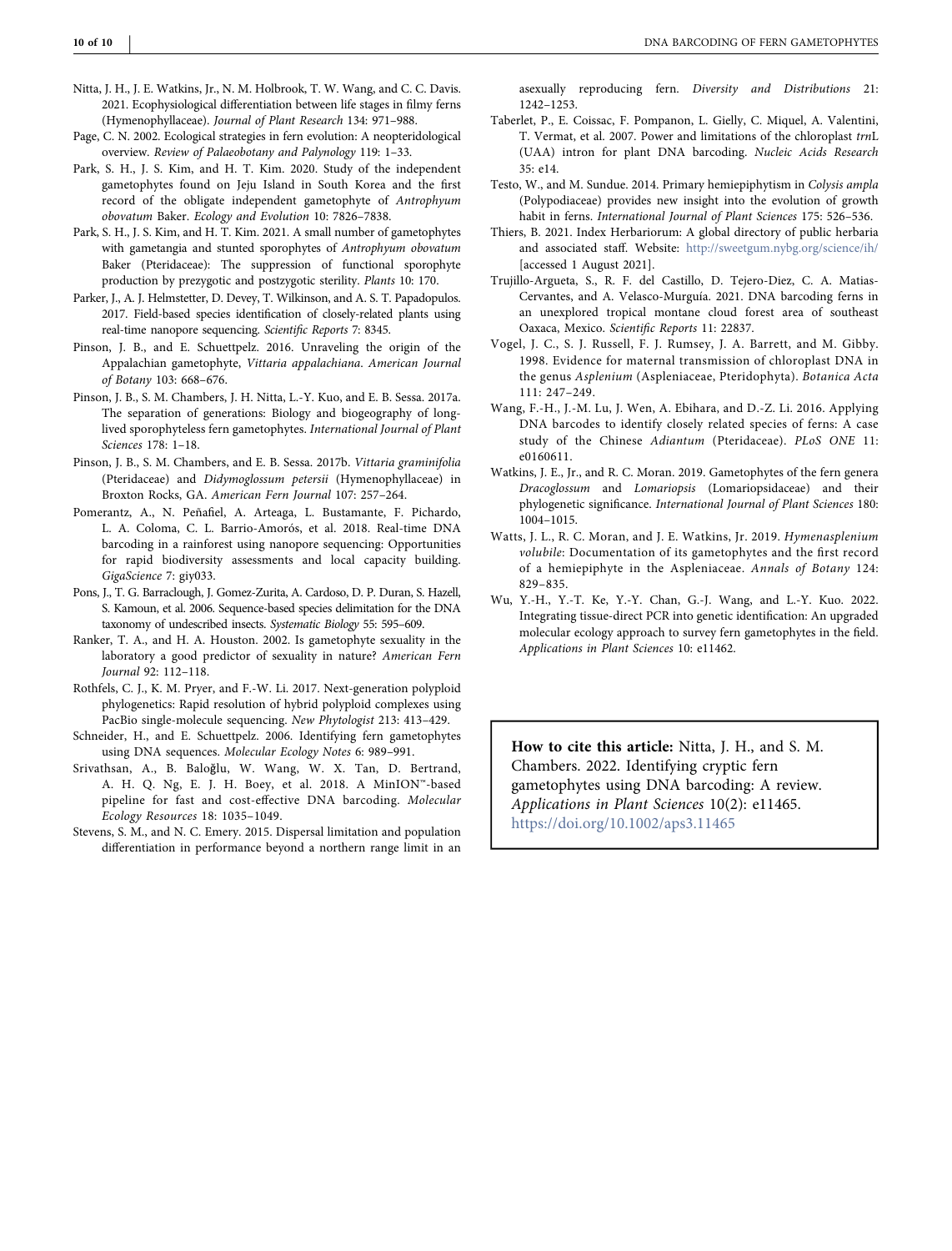Nitta, J. H., J. E. Watkins, Jr., N. M. Holbrook, T. W. Wang, and C. C. Davis. 2021. Ecophysiological differentiation between life stages in filmy ferns (Hymenophyllaceae). *Journal of Plant Research* 134: 971–988.

Page, C. N. 2002. Ecological strategies in fern evolution: A neopteridological overview. *Review of Palaeobotany and Palynology* 119: 1–33.

Park, S. H., J. S. Kim, and H. T. Kim. 2020. Study of the independent gametophytes found on Jeju Island in South Korea and the first record of the obligate independent gametophyte of *Antrophyum obovatum* Baker. *Ecology and Evolution* 10: 7826–7838.

Park, S. H., J. S. Kim, and H. T. Kim. 2021. A small number of gametophytes with gametangia and stunted sporophytes of *Antrophyum obovatum* Baker (Pteridaceae): The suppression of functional sporophyte production by prezygotic and postzygotic sterility. *Plants* 10: 170.

Parker, J., A. J. Helmstetter, D. Devey, T. Wilkinson, and A. S. T. Papadopulos. 2017. Field-based species identification of closely-related plants using real-time nanopore sequencing. *Scientific Reports* 7: 8345.

Pinson, J. B., and E. Schuettpelz. 2016. Unraveling the origin of the Appalachian gametophyte, *Vittaria appalachiana*. *American Journal of Botany* 103: 668–676.

Pinson, J. B., S. M. Chambers, J. H. Nitta, L.-Y. Kuo, and E. B. Sessa. 2017a. The separation of generations: Biology and biogeography of long-lived sporophyteless fern gametophytes. *International Journal of Plant Sciences* 178: 1–18.

Pinson, J. B., S. M. Chambers, and E. B. Sessa. 2017b. *Vittaria graminifolia* (Pteridaceae) and *Didymoglossum petersii* (Hymenophyllaceae) in Broxton Rocks, GA. *American Fern Journal* 107: 257–264.

Pomerantz, A., N. Peñafiel, A. Arteaga, L. Bustamante, F. Pichardo, L. A. Coloma, C. L. Barrio-Amorós, et al. 2018. Real-time DNA barcoding in a rainforest using nanopore sequencing: Opportunities for rapid biodiversity assessments and local capacity building. *GigaScience* 7: giy033.

Pons, J., T. G. Barraclough, J. Gomez-Zurita, A. Cardoso, D. P. Duran, S. Hazell, S. Kamoun, et al. 2006. Sequence-based species delimitation for the DNA taxonomy of undescribed insects. *Systematic Biology* 55: 595–609.

Ranker, T. A., and H. A. Houston. 2002. Is gametophyte sexuality in the laboratory a good predictor of sexuality in nature? *American Fern Journal* 92: 112–118.

Rothfels, C. J., K. M. Pryer, and F.-W. Li. 2017. Next-generation polyploid phylogenetics: Rapid resolution of hybrid polyploid complexes using PacBio single-molecule sequencing. *New Phytologist* 213: 413–429.

Schneider, H., and E. Schuettpelz. 2006. Identifying fern gametophytes using DNA sequences. *Molecular Ecology Notes* 6: 989–991.

Srivathsan, A., B. Baloğlu, W. Wang, W. X. Tan, D. Bertrand, A. H. Q. Ng, E. J. H. Boey, et al. 2018. A MinION™-based pipeline for fast and cost-effective DNA barcoding. *Molecular Ecology Resources* 18: 1035–1049.

Stevens, S. M., and N. C. Emery. 2015. Dispersal limitation and population differentiation in performance beyond a northern range limit in an asexually reproducing fern. *Diversity and Distributions* 21: 1242–1253.

Taberlet, P., E. Coissac, F. Pompanon, L. Gielly, C. Miquel, A. Valentini, T. Vermat, et al. 2007. Power and limitations of the chloroplast *trn*L (UAA) intron for plant DNA barcoding. *Nucleic Acids Research* 35: e14.

Testo, W., and M. Sundue. 2014. Primary hemiepiphytism in *Colysis ampla* (Polypodiaceae) provides new insight into the evolution of growth habit in ferns. *International Journal of Plant Sciences* 175: 526–536.

Thiers, B. 2021. Index Herbariorum: A global directory of public herbaria and associated staff. Website: http://sweetgum.nybg.org/science/ih/ [accessed 1 August 2021].

Trujillo-Argueta, S., R. F. del Castillo, D. Tejero-Diez, C. A. Matias-Cervantes, and A. Velasco-Murguía. 2021. DNA barcoding ferns in an unexplored tropical montane cloud forest area of southeast Oaxaca, Mexico. *Scientific Reports* 11: 22837.

Vogel, J. C., S. J. Russell, F. J. Rumsey, J. A. Barrett, and M. Gibby. 1998. Evidence for maternal transmission of chloroplast DNA in the genus *Asplenium* (Aspleniaceae, Pteridophyta). *Botanica Acta* 111: 247–249.

Wang, F.-H., J.-M. Lu, J. Wen, A. Ebihara, and D.-Z. Li. 2016. Applying DNA barcodes to identify closely related species of ferns: A case study of the Chinese *Adiantum* (Pteridaceae). *PLoS ONE* 11: e0160611.

Watkins, J. E., Jr., and R. C. Moran. 2019. Gametophytes of the fern genera *Dracoglossum* and *Lomariopsis* (Lomariopsidaceae) and their phylogenetic significance. *International Journal of Plant Sciences* 180: 1004–1015.

Watts, J. L., R. C. Moran, and J. E. Watkins, Jr. 2019. *Hymenasplenium volubile*: Documentation of its gametophytes and the first record of a hemiepiphyte in the Aspleniaceae. *Annals of Botany* 124: 829–835.

Wu, Y.-H., Y.-T. Ke, Y.-Y. Chan, G.-J. Wang, and L.-Y. Kuo. 2022. Integrating tissue-direct PCR into genetic identification: An upgraded molecular ecology approach to survey fern gametophytes in the field. *Applications in Plant Sciences* 10: e11462.

**How to cite this article:** Nitta, J. H., and S. M. Chambers. 2022. Identifying cryptic fern gametophytes using DNA barcoding: A review. *Applications in Plant Sciences* 10(2): e11465. https://doi.org/10.1002/aps3.11465